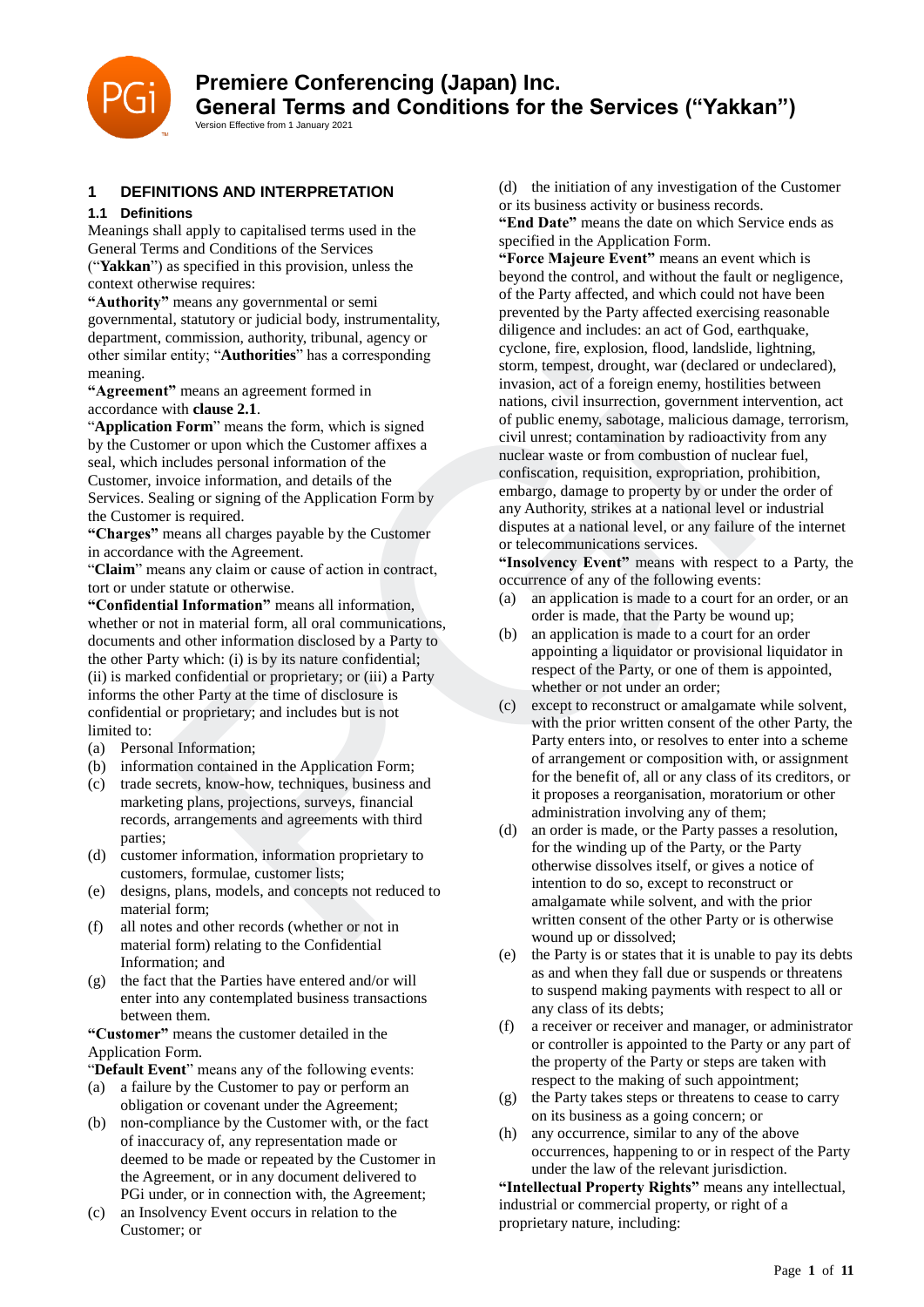# Premiere Conferencing (Japan) Inc.
# General Terms and Conditions for the Services ("Yakkan")

Version Effective from 1 January 2021

## 1 DEFINITIONS AND INTERPRETATION

### 1.1 Definitions

Meanings shall apply to capitalised terms used in the General Terms and Conditions of the Services ("**Yakkan**") as specified in this provision, unless the context otherwise requires:

**"Authority"** means any governmental or semi governmental, statutory or judicial body, instrumentality, department, commission, authority, tribunal, agency or other similar entity; "**Authorities**" has a corresponding meaning.

**"Agreement"** means an agreement formed in accordance with **clause 2.1**.

"**Application Form**" means the form, which is signed by the Customer or upon which the Customer affixes a seal, which includes personal information of the Customer, invoice information, and details of the Services. Sealing or signing of the Application Form by the Customer is required.

**"Charges"** means all charges payable by the Customer in accordance with the Agreement.

"**Claim**" means any claim or cause of action in contract, tort or under statute or otherwise.

**"Confidential Information"** means all information, whether or not in material form, all oral communications, documents and other information disclosed by a Party to the other Party which: (i) is by its nature confidential; (ii) is marked confidential or proprietary; or (iii) a Party informs the other Party at the time of disclosure is confidential or proprietary; and includes but is not limited to:

(a) Personal Information;
(b) information contained in the Application Form;
(c) trade secrets, know-how, techniques, business and marketing plans, projections, surveys, financial records, arrangements and agreements with third parties;
(d) customer information, information proprietary to customers, formulae, customer lists;
(e) designs, plans, models, and concepts not reduced to material form;
(f) all notes and other records (whether or not in material form) relating to the Confidential Information; and
(g) the fact that the Parties have entered and/or will enter into any contemplated business transactions between them.

**"Customer"** means the customer detailed in the Application Form.

"**Default Event**" means any of the following events:

(a) a failure by the Customer to pay or perform an obligation or covenant under the Agreement;
(b) non-compliance by the Customer with, or the fact of inaccuracy of, any representation made or deemed to be made or repeated by the Customer in the Agreement, or in any document delivered to PGi under, or in connection with, the Agreement;
(c) an Insolvency Event occurs in relation to the Customer; or
(d) the initiation of any investigation of the Customer or its business activity or business records.

**"End Date"** means the date on which Service ends as specified in the Application Form.

**"Force Majeure Event"** means an event which is beyond the control, and without the fault or negligence, of the Party affected, and which could not have been prevented by the Party affected exercising reasonable diligence and includes: an act of God, earthquake, cyclone, fire, explosion, flood, landslide, lightning, storm, tempest, drought, war (declared or undeclared), invasion, act of a foreign enemy, hostilities between nations, civil insurrection, government intervention, act of public enemy, sabotage, malicious damage, terrorism, civil unrest; contamination by radioactivity from any nuclear waste or from combustion of nuclear fuel, confiscation, requisition, expropriation, prohibition, embargo, damage to property by or under the order of any Authority, strikes at a national level or industrial disputes at a national level, or any failure of the internet or telecommunications services.

**"Insolvency Event"** means with respect to a Party, the occurrence of any of the following events:

(a) an application is made to a court for an order, or an order is made, that the Party be wound up;
(b) an application is made to a court for an order appointing a liquidator or provisional liquidator in respect of the Party, or one of them is appointed, whether or not under an order;
(c) except to reconstruct or amalgamate while solvent, with the prior written consent of the other Party, the Party enters into, or resolves to enter into a scheme of arrangement or composition with, or assignment for the benefit of, all or any class of its creditors, or it proposes a reorganisation, moratorium or other administration involving any of them;
(d) an order is made, or the Party passes a resolution, for the winding up of the Party, or the Party otherwise dissolves itself, or gives a notice of intention to do so, except to reconstruct or amalgamate while solvent, and with the prior written consent of the other Party or is otherwise wound up or dissolved;
(e) the Party is or states that it is unable to pay its debts as and when they fall due or suspends or threatens to suspend making payments with respect to all or any class of its debts;
(f) a receiver or receiver and manager, or administrator or controller is appointed to the Party or any part of the property of the Party or steps are taken with respect to the making of such appointment;
(g) the Party takes steps or threatens to cease to carry on its business as a going concern; or
(h) any occurrence, similar to any of the above occurrences, happening to or in respect of the Party under the law of the relevant jurisdiction.

**"Intellectual Property Rights"** means any intellectual, industrial or commercial property, or right of a proprietary nature, including: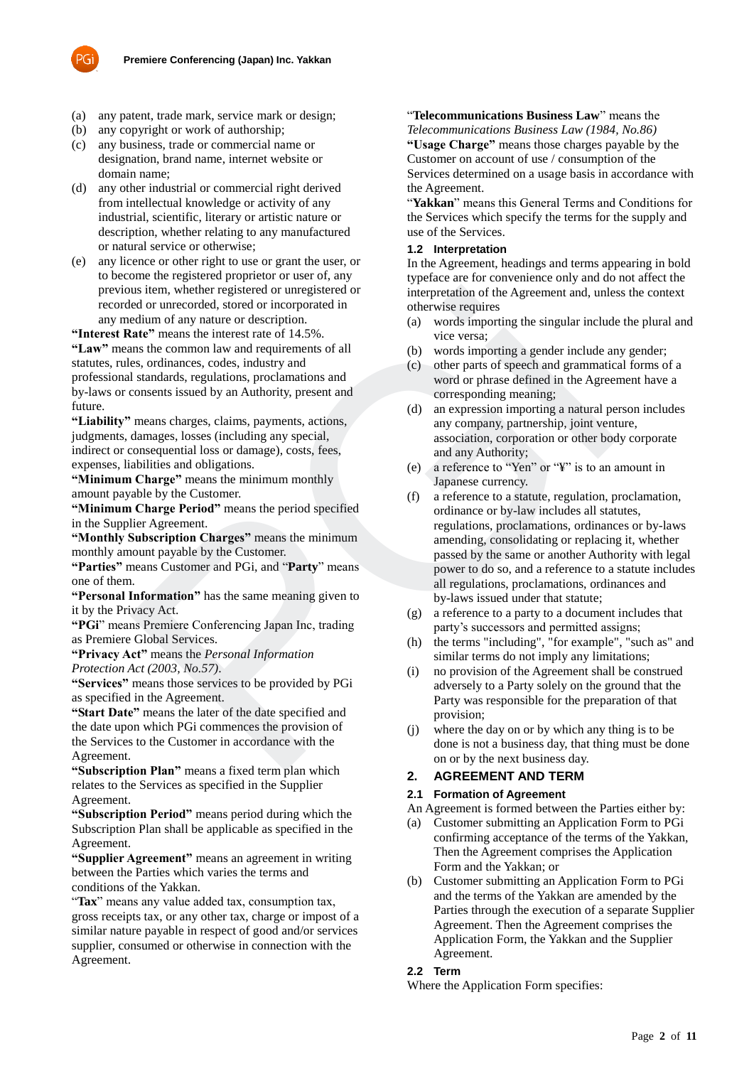(a) any patent, trade mark, service mark or design;
(b) any copyright or work of authorship;
(c) any business, trade or commercial name or designation, brand name, internet website or domain name;
(d) any other industrial or commercial right derived from intellectual knowledge or activity of any industrial, scientific, literary or artistic nature or description, whether relating to any manufactured or natural service or otherwise;
(e) any licence or other right to use or grant the user, or to become the registered proprietor or user of, any previous item, whether registered or unregistered or recorded or unrecorded, stored or incorporated in any medium of any nature or description.

**"Interest Rate"** means the interest rate of 14.5%.

**"Law"** means the common law and requirements of all statutes, rules, ordinances, codes, industry and professional standards, regulations, proclamations and by-laws or consents issued by an Authority, present and future.

**"Liability"** means charges, claims, payments, actions, judgments, damages, losses (including any special, indirect or consequential loss or damage), costs, fees, expenses, liabilities and obligations.

**"Minimum Charge"** means the minimum monthly amount payable by the Customer.

**"Minimum Charge Period"** means the period specified in the Supplier Agreement.

**"Monthly Subscription Charges"** means the minimum monthly amount payable by the Customer.

**"Parties"** means Customer and PGi, and "**Party**" means one of them.

**"Personal Information"** has the same meaning given to it by the Privacy Act.

"**PGi**" means Premiere Conferencing Japan Inc, trading as Premiere Global Services.

**"Privacy Act"** means the *Personal Information Protection Act (2003, No.57)*.

**"Services"** means those services to be provided by PGi as specified in the Agreement.

**"Start Date"** means the later of the date specified and the date upon which PGi commences the provision of the Services to the Customer in accordance with the Agreement.

**"Subscription Plan"** means a fixed term plan which relates to the Services as specified in the Supplier Agreement.

**"Subscription Period"** means period during which the Subscription Plan shall be applicable as specified in the Agreement.

**"Supplier Agreement"** means an agreement in writing between the Parties which varies the terms and conditions of the Yakkan.

"**Tax**" means any value added tax, consumption tax, gross receipts tax, or any other tax, charge or impost of a similar nature payable in respect of good and/or services supplier, consumed or otherwise in connection with the Agreement.

"**Telecommunications Business Law**" means the *Telecommunications Business Law (1984, No.86)*

**"Usage Charge"** means those charges payable by the Customer on account of use / consumption of the Services determined on a usage basis in accordance with the Agreement.

"**Yakkan**" means this General Terms and Conditions for the Services which specify the terms for the supply and use of the Services.

### 1.2 Interpretation

In the Agreement, headings and terms appearing in bold typeface are for convenience only and do not affect the interpretation of the Agreement and, unless the context otherwise requires

(a) words importing the singular include the plural and vice versa;
(b) words importing a gender include any gender;
(c) other parts of speech and grammatical forms of a word or phrase defined in the Agreement have a corresponding meaning;
(d) an expression importing a natural person includes any company, partnership, joint venture, association, corporation or other body corporate and any Authority;
(e) a reference to "Yen" or "¥" is to an amount in Japanese currency.
(f) a reference to a statute, regulation, proclamation, ordinance or by-law includes all statutes, regulations, proclamations, ordinances or by-laws amending, consolidating or replacing it, whether passed by the same or another Authority with legal power to do so, and a reference to a statute includes all regulations, proclamations, ordinances and by-laws issued under that statute;
(g) a reference to a party to a document includes that party's successors and permitted assigns;
(h) the terms "including", "for example", "such as" and similar terms do not imply any limitations;
(i) no provision of the Agreement shall be construed adversely to a Party solely on the ground that the Party was responsible for the preparation of that provision;
(j) where the day on or by which any thing is to be done is not a business day, that thing must be done on or by the next business day.

## 2. AGREEMENT AND TERM

### 2.1 Formation of Agreement

An Agreement is formed between the Parties either by:

(a) Customer submitting an Application Form to PGi confirming acceptance of the terms of the Yakkan, Then the Agreement comprises the Application Form and the Yakkan; or
(b) Customer submitting an Application Form to PGi and the terms of the Yakkan are amended by the Parties through the execution of a separate Supplier Agreement. Then the Agreement comprises the Application Form, the Yakkan and the Supplier Agreement.

### 2.2 Term

Where the Application Form specifies: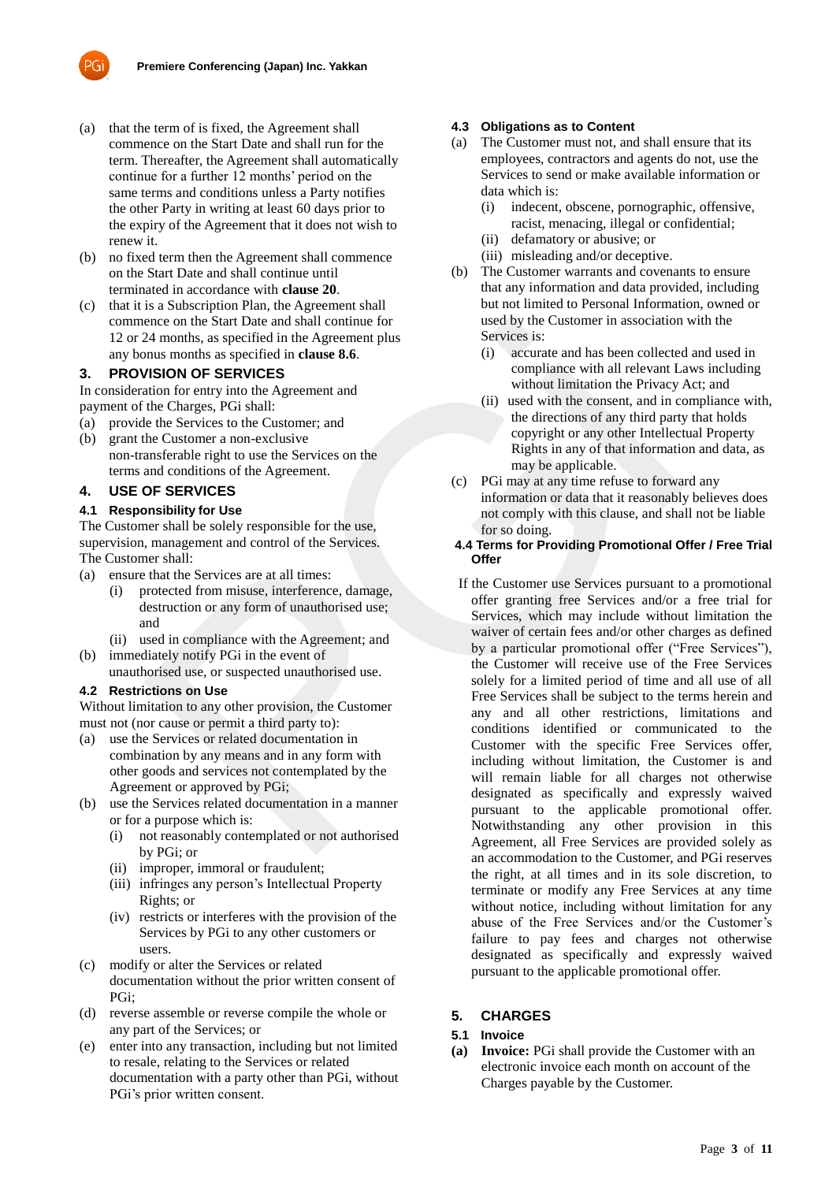(a) that the term of is fixed, the Agreement shall commence on the Start Date and shall run for the term. Thereafter, the Agreement shall automatically continue for a further 12 months' period on the same terms and conditions unless a Party notifies the other Party in writing at least 60 days prior to the expiry of the Agreement that it does not wish to renew it.

(b) no fixed term then the Agreement shall commence on the Start Date and shall continue until terminated in accordance with **clause 20**.

(c) that it is a Subscription Plan, the Agreement shall commence on the Start Date and shall continue for 12 or 24 months, as specified in the Agreement plus any bonus months as specified in **clause 8.6**.

## 3. PROVISION OF SERVICES

In consideration for entry into the Agreement and payment of the Charges, PGi shall:

(a) provide the Services to the Customer; and

(b) grant the Customer a non-exclusive non-transferable right to use the Services on the terms and conditions of the Agreement.

## 4. USE OF SERVICES

### 4.1 Responsibility for Use

The Customer shall be solely responsible for the use, supervision, management and control of the Services. The Customer shall:

(a) ensure that the Services are at all times:
  - (i) protected from misuse, interference, damage, destruction or any form of unauthorised use; and
  - (ii) used in compliance with the Agreement; and

(b) immediately notify PGi in the event of unauthorised use, or suspected unauthorised use.

### 4.2 Restrictions on Use

Without limitation to any other provision, the Customer must not (nor cause or permit a third party to):

(a) use the Services or related documentation in combination by any means and in any form with other goods and services not contemplated by the Agreement or approved by PGi;

(b) use the Services related documentation in a manner or for a purpose which is:
  - (i) not reasonably contemplated or not authorised by PGi; or
  - (ii) improper, immoral or fraudulent;
  - (iii) infringes any person's Intellectual Property Rights; or
  - (iv) restricts or interferes with the provision of the Services by PGi to any other customers or users.

(c) modify or alter the Services or related documentation without the prior written consent of PGi;

(d) reverse assemble or reverse compile the whole or any part of the Services; or

(e) enter into any transaction, including but not limited to resale, relating to the Services or related documentation with a party other than PGi, without PGi's prior written consent.

### 4.3 Obligations as to Content

(a) The Customer must not, and shall ensure that its employees, contractors and agents do not, use the Services to send or make available information or data which is:
  - (i) indecent, obscene, pornographic, offensive, racist, menacing, illegal or confidential;
  - (ii) defamatory or abusive; or
  - (iii) misleading and/or deceptive.

(b) The Customer warrants and covenants to ensure that any information and data provided, including but not limited to Personal Information, owned or used by the Customer in association with the Services is:
  - (i) accurate and has been collected and used in compliance with all relevant Laws including without limitation the Privacy Act; and
  - (ii) used with the consent, and in compliance with, the directions of any third party that holds copyright or any other Intellectual Property Rights in any of that information and data, as may be applicable.

(c) PGi may at any time refuse to forward any information or data that it reasonably believes does not comply with this clause, and shall not be liable for so doing.

### 4.4 Terms for Providing Promotional Offer / Free Trial Offer

If the Customer use Services pursuant to a promotional offer granting free Services and/or a free trial for Services, which may include without limitation the waiver of certain fees and/or other charges as defined by a particular promotional offer ("Free Services"), the Customer will receive use of the Free Services solely for a limited period of time and all use of all Free Services shall be subject to the terms herein and any and all other restrictions, limitations and conditions identified or communicated to the Customer with the specific Free Services offer, including without limitation, the Customer is and will remain liable for all charges not otherwise designated as specifically and expressly waived pursuant to the applicable promotional offer. Notwithstanding any other provision in this Agreement, all Free Services are provided solely as an accommodation to the Customer, and PGi reserves the right, at all times and in its sole discretion, to terminate or modify any Free Services at any time without notice, including without limitation for any abuse of the Free Services and/or the Customer's failure to pay fees and charges not otherwise designated as specifically and expressly waived pursuant to the applicable promotional offer.

## 5. CHARGES

### 5.1 Invoice

**(a) Invoice:** PGi shall provide the Customer with an electronic invoice each month on account of the Charges payable by the Customer.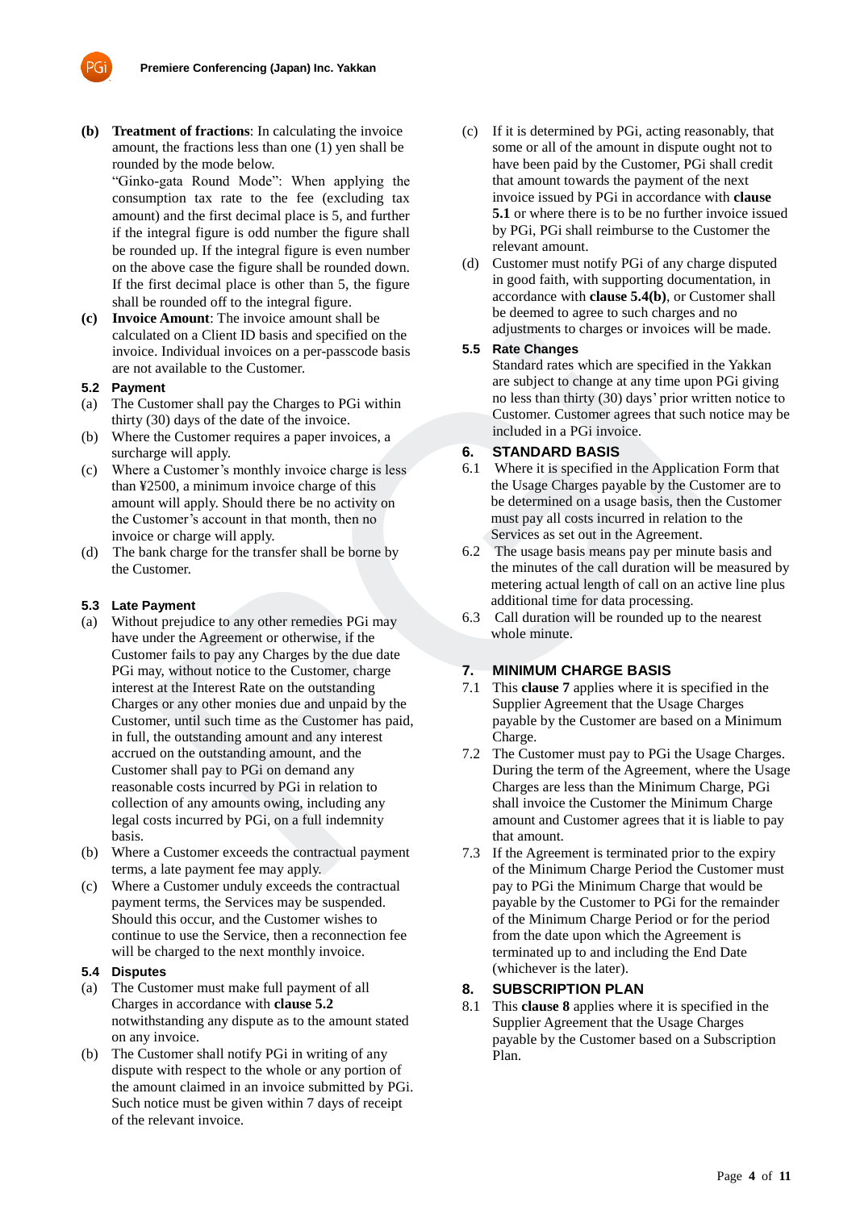**(b)** **Treatment of fractions**: In calculating the invoice amount, the fractions less than one (1) yen shall be rounded by the mode below.

"Ginko-gata Round Mode": When applying the consumption tax rate to the fee (excluding tax amount) and the first decimal place is 5, and further if the integral figure is odd number the figure shall be rounded up. If the integral figure is even number on the above case the figure shall be rounded down. If the first decimal place is other than 5, the figure shall be rounded off to the integral figure.

**(c)** **Invoice Amount**: The invoice amount shall be calculated on a Client ID basis and specified on the invoice. Individual invoices on a per-passcode basis are not available to the Customer.

### 5.2 Payment

(a) The Customer shall pay the Charges to PGi within thirty (30) days of the date of the invoice.

(b) Where the Customer requires a paper invoices, a surcharge will apply.

(c) Where a Customer's monthly invoice charge is less than ¥2500, a minimum invoice charge of this amount will apply. Should there be no activity on the Customer's account in that month, then no invoice or charge will apply.

(d) The bank charge for the transfer shall be borne by the Customer.

### 5.3 Late Payment

(a) Without prejudice to any other remedies PGi may have under the Agreement or otherwise, if the Customer fails to pay any Charges by the due date PGi may, without notice to the Customer, charge interest at the Interest Rate on the outstanding Charges or any other monies due and unpaid by the Customer, until such time as the Customer has paid, in full, the outstanding amount and any interest accrued on the outstanding amount, and the Customer shall pay to PGi on demand any reasonable costs incurred by PGi in relation to collection of any amounts owing, including any legal costs incurred by PGi, on a full indemnity basis.

(b) Where a Customer exceeds the contractual payment terms, a late payment fee may apply.

(c) Where a Customer unduly exceeds the contractual payment terms, the Services may be suspended. Should this occur, and the Customer wishes to continue to use the Service, then a reconnection fee will be charged to the next monthly invoice.

### 5.4 Disputes

(a) The Customer must make full payment of all Charges in accordance with **clause 5.2** notwithstanding any dispute as to the amount stated on any invoice.

(b) The Customer shall notify PGi in writing of any dispute with respect to the whole or any portion of the amount claimed in an invoice submitted by PGi. Such notice must be given within 7 days of receipt of the relevant invoice.

(c) If it is determined by PGi, acting reasonably, that some or all of the amount in dispute ought not to have been paid by the Customer, PGi shall credit that amount towards the payment of the next invoice issued by PGi in accordance with **clause 5.1** or where there is to be no further invoice issued by PGi, PGi shall reimburse to the Customer the relevant amount.

(d) Customer must notify PGi of any charge disputed in good faith, with supporting documentation, in accordance with **clause 5.4(b)**, or Customer shall be deemed to agree to such charges and no adjustments to charges or invoices will be made.

### 5.5 Rate Changes

Standard rates which are specified in the Yakkan are subject to change at any time upon PGi giving no less than thirty (30) days' prior written notice to Customer. Customer agrees that such notice may be included in a PGi invoice.

## 6. STANDARD BASIS

6.1 Where it is specified in the Application Form that the Usage Charges payable by the Customer are to be determined on a usage basis, then the Customer must pay all costs incurred in relation to the Services as set out in the Agreement.

6.2 The usage basis means pay per minute basis and the minutes of the call duration will be measured by metering actual length of call on an active line plus additional time for data processing.

6.3 Call duration will be rounded up to the nearest whole minute.

## 7. MINIMUM CHARGE BASIS

7.1 This **clause 7** applies where it is specified in the Supplier Agreement that the Usage Charges payable by the Customer are based on a Minimum Charge.

7.2 The Customer must pay to PGi the Usage Charges. During the term of the Agreement, where the Usage Charges are less than the Minimum Charge, PGi shall invoice the Customer the Minimum Charge amount and Customer agrees that it is liable to pay that amount.

7.3 If the Agreement is terminated prior to the expiry of the Minimum Charge Period the Customer must pay to PGi the Minimum Charge that would be payable by the Customer to PGi for the remainder of the Minimum Charge Period or for the period from the date upon which the Agreement is terminated up to and including the End Date (whichever is the later).

## 8. SUBSCRIPTION PLAN

8.1 This **clause 8** applies where it is specified in the Supplier Agreement that the Usage Charges payable by the Customer based on a Subscription Plan.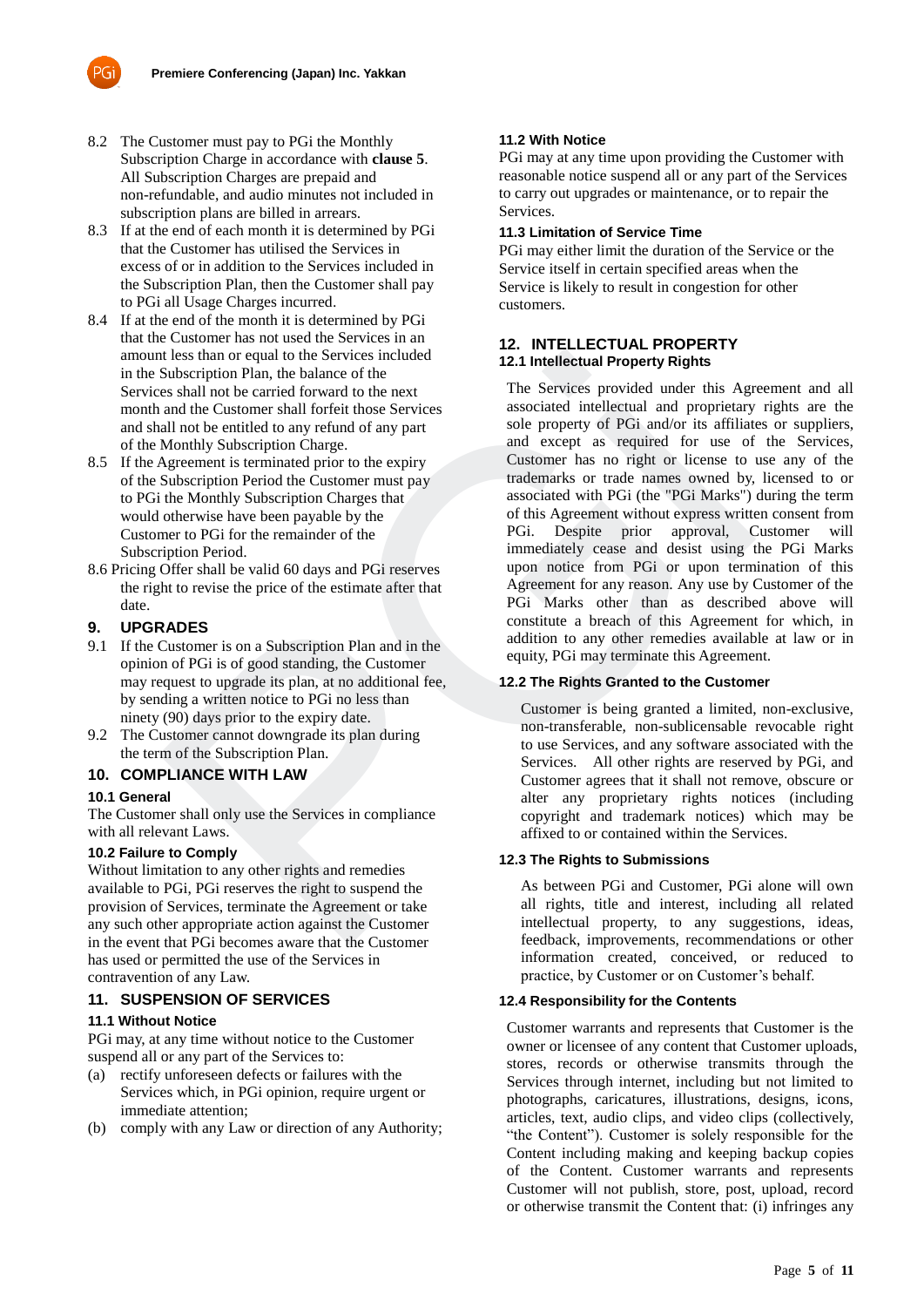8.2 The Customer must pay to PGi the Monthly Subscription Charge in accordance with **clause 5**. All Subscription Charges are prepaid and non-refundable, and audio minutes not included in subscription plans are billed in arrears.

8.3 If at the end of each month it is determined by PGi that the Customer has utilised the Services in excess of or in addition to the Services included in the Subscription Plan, then the Customer shall pay to PGi all Usage Charges incurred.

8.4 If at the end of the month it is determined by PGi that the Customer has not used the Services in an amount less than or equal to the Services included in the Subscription Plan, the balance of the Services shall not be carried forward to the next month and the Customer shall forfeit those Services and shall not be entitled to any refund of any part of the Monthly Subscription Charge.

8.5 If the Agreement is terminated prior to the expiry of the Subscription Period the Customer must pay to PGi the Monthly Subscription Charges that would otherwise have been payable by the Customer to PGi for the remainder of the Subscription Period.

8.6 Pricing Offer shall be valid 60 days and PGi reserves the right to revise the price of the estimate after that date.

## 9. UPGRADES

9.1 If the Customer is on a Subscription Plan and in the opinion of PGi is of good standing, the Customer may request to upgrade its plan, at no additional fee, by sending a written notice to PGi no less than ninety (90) days prior to the expiry date.

9.2 The Customer cannot downgrade its plan during the term of the Subscription Plan.

## 10. COMPLIANCE WITH LAW

### 10.1 General

The Customer shall only use the Services in compliance with all relevant Laws.

### 10.2 Failure to Comply

Without limitation to any other rights and remedies available to PGi, PGi reserves the right to suspend the provision of Services, terminate the Agreement or take any such other appropriate action against the Customer in the event that PGi becomes aware that the Customer has used or permitted the use of the Services in contravention of any Law.

## 11. SUSPENSION OF SERVICES

### 11.1 Without Notice

PGi may, at any time without notice to the Customer suspend all or any part of the Services to:

(a) rectify unforeseen defects or failures with the Services which, in PGi opinion, require urgent or immediate attention;

(b) comply with any Law or direction of any Authority;

### 11.2 With Notice

PGi may at any time upon providing the Customer with reasonable notice suspend all or any part of the Services to carry out upgrades or maintenance, or to repair the Services.

### 11.3 Limitation of Service Time

PGi may either limit the duration of the Service or the Service itself in certain specified areas when the Service is likely to result in congestion for other customers.

## 12. INTELLECTUAL PROPERTY

### 12.1 Intellectual Property Rights

The Services provided under this Agreement and all associated intellectual and proprietary rights are the sole property of PGi and/or its affiliates or suppliers, and except as required for use of the Services, Customer has no right or license to use any of the trademarks or trade names owned by, licensed to or associated with PGi (the "PGi Marks") during the term of this Agreement without express written consent from PGi. Despite prior approval, Customer will immediately cease and desist using the PGi Marks upon notice from PGi or upon termination of this Agreement for any reason. Any use by Customer of the PGi Marks other than as described above will constitute a breach of this Agreement for which, in addition to any other remedies available at law or in equity, PGi may terminate this Agreement.

### 12.2 The Rights Granted to the Customer

Customer is being granted a limited, non-exclusive, non-transferable, non-sublicensable revocable right to use Services, and any software associated with the Services. All other rights are reserved by PGi, and Customer agrees that it shall not remove, obscure or alter any proprietary rights notices (including copyright and trademark notices) which may be affixed to or contained within the Services.

### 12.3 The Rights to Submissions

As between PGi and Customer, PGi alone will own all rights, title and interest, including all related intellectual property, to any suggestions, ideas, feedback, improvements, recommendations or other information created, conceived, or reduced to practice, by Customer or on Customer's behalf.

### 12.4 Responsibility for the Contents

Customer warrants and represents that Customer is the owner or licensee of any content that Customer uploads, stores, records or otherwise transmits through the Services through internet, including but not limited to photographs, caricatures, illustrations, designs, icons, articles, text, audio clips, and video clips (collectively, "the Content"). Customer is solely responsible for the Content including making and keeping backup copies of the Content. Customer warrants and represents Customer will not publish, store, post, upload, record or otherwise transmit the Content that: (i) infringes any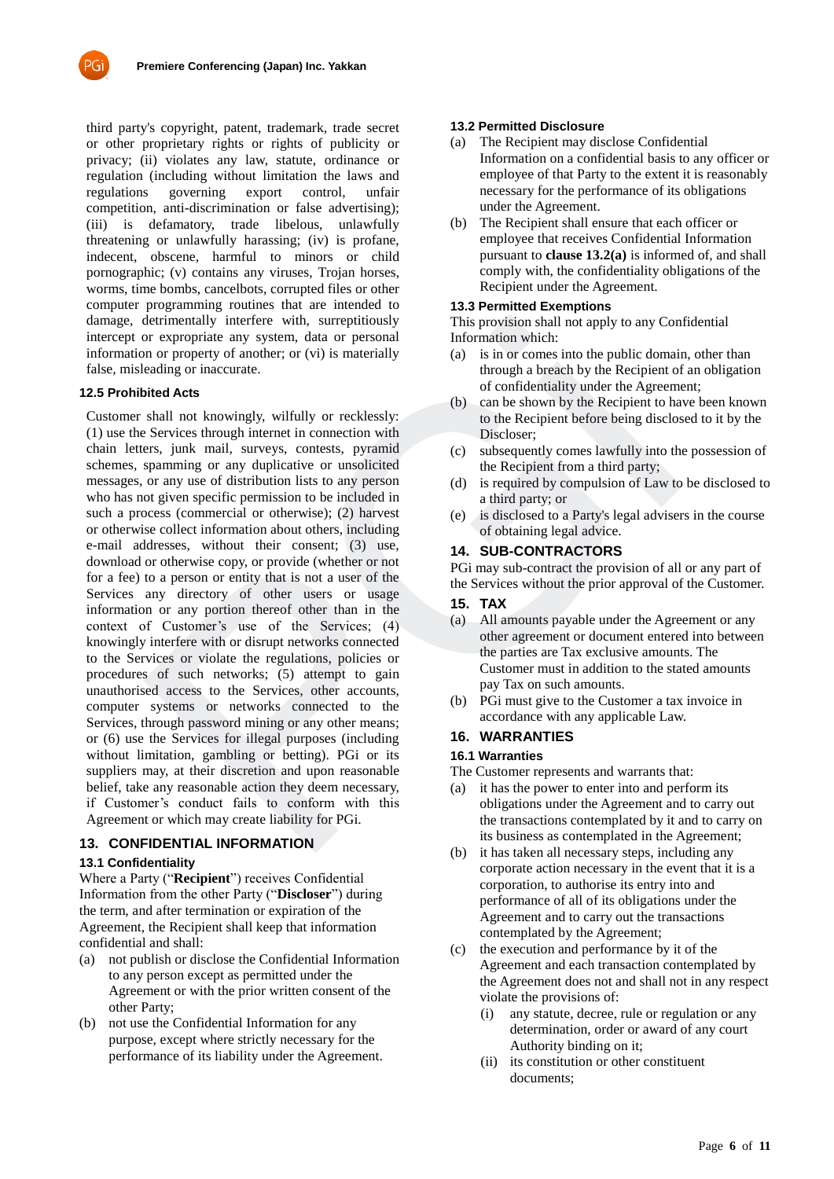third party's copyright, patent, trademark, trade secret or other proprietary rights or rights of publicity or privacy; (ii) violates any law, statute, ordinance or regulation (including without limitation the laws and regulations governing export control, unfair competition, anti-discrimination or false advertising); (iii) is defamatory, trade libelous, unlawfully threatening or unlawfully harassing; (iv) is profane, indecent, obscene, harmful to minors or child pornographic; (v) contains any viruses, Trojan horses, worms, time bombs, cancelbots, corrupted files or other computer programming routines that are intended to damage, detrimentally interfere with, surreptitiously intercept or expropriate any system, data or personal information or property of another; or (vi) is materially false, misleading or inaccurate.

### 12.5 Prohibited Acts

Customer shall not knowingly, wilfully or recklessly: (1) use the Services through internet in connection with chain letters, junk mail, surveys, contests, pyramid schemes, spamming or any duplicative or unsolicited messages, or any use of distribution lists to any person who has not given specific permission to be included in such a process (commercial or otherwise); (2) harvest or otherwise collect information about others, including e-mail addresses, without their consent; (3) use, download or otherwise copy, or provide (whether or not for a fee) to a person or entity that is not a user of the Services any directory of other users or usage information or any portion thereof other than in the context of Customer's use of the Services; (4) knowingly interfere with or disrupt networks connected to the Services or violate the regulations, policies or procedures of such networks; (5) attempt to gain unauthorised access to the Services, other accounts, computer systems or networks connected to the Services, through password mining or any other means; or (6) use the Services for illegal purposes (including without limitation, gambling or betting). PGi or its suppliers may, at their discretion and upon reasonable belief, take any reasonable action they deem necessary, if Customer's conduct fails to conform with this Agreement or which may create liability for PGi.

## 13. CONFIDENTIAL INFORMATION

### 13.1 Confidentiality

Where a Party ("**Recipient**") receives Confidential Information from the other Party ("**Discloser**") during the term, and after termination or expiration of the Agreement, the Recipient shall keep that information confidential and shall:

(a) not publish or disclose the Confidential Information to any person except as permitted under the Agreement or with the prior written consent of the other Party;

(b) not use the Confidential Information for any purpose, except where strictly necessary for the performance of its liability under the Agreement.

### 13.2 Permitted Disclosure

(a) The Recipient may disclose Confidential Information on a confidential basis to any officer or employee of that Party to the extent it is reasonably necessary for the performance of its obligations under the Agreement.

(b) The Recipient shall ensure that each officer or employee that receives Confidential Information pursuant to **clause 13.2(a)** is informed of, and shall comply with, the confidentiality obligations of the Recipient under the Agreement.

### 13.3 Permitted Exemptions

This provision shall not apply to any Confidential Information which:

(a) is in or comes into the public domain, other than through a breach by the Recipient of an obligation of confidentiality under the Agreement;

(b) can be shown by the Recipient to have been known to the Recipient before being disclosed to it by the Discloser;

(c) subsequently comes lawfully into the possession of the Recipient from a third party;

(d) is required by compulsion of Law to be disclosed to a third party; or

(e) is disclosed to a Party's legal advisers in the course of obtaining legal advice.

## 14. SUB-CONTRACTORS

PGi may sub-contract the provision of all or any part of the Services without the prior approval of the Customer.

## 15. TAX

(a) All amounts payable under the Agreement or any other agreement or document entered into between the parties are Tax exclusive amounts. The Customer must in addition to the stated amounts pay Tax on such amounts.

(b) PGi must give to the Customer a tax invoice in accordance with any applicable Law.

## 16. WARRANTIES

### 16.1 Warranties

The Customer represents and warrants that:

(a) it has the power to enter into and perform its obligations under the Agreement and to carry out the transactions contemplated by it and to carry on its business as contemplated in the Agreement;

(b) it has taken all necessary steps, including any corporate action necessary in the event that it is a corporation, to authorise its entry into and performance of all of its obligations under the Agreement and to carry out the transactions contemplated by the Agreement;

(c) the execution and performance by it of the Agreement and each transaction contemplated by the Agreement does not and shall not in any respect violate the provisions of:

  (i) any statute, decree, rule or regulation or any determination, order or award of any court Authority binding on it;

  (ii) its constitution or other constituent documents;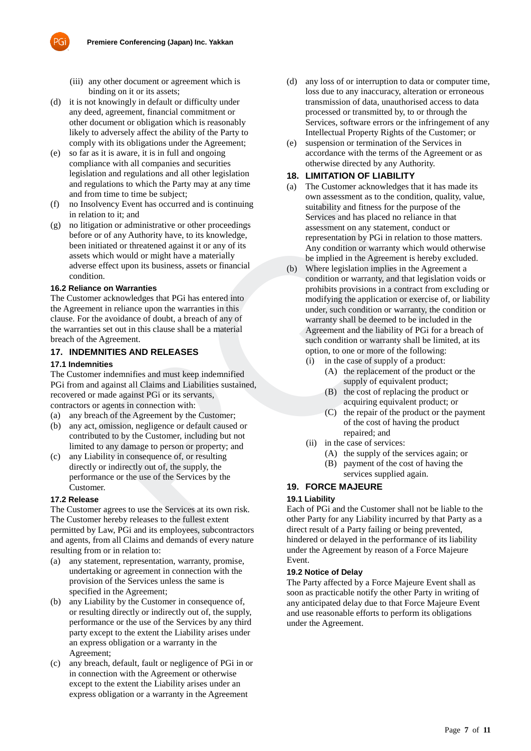(iii) any other document or agreement which is binding on it or its assets;

(d) it is not knowingly in default or difficulty under any deed, agreement, financial commitment or other document or obligation which is reasonably likely to adversely affect the ability of the Party to comply with its obligations under the Agreement;

(e) so far as it is aware, it is in full and ongoing compliance with all companies and securities legislation and regulations and all other legislation and regulations to which the Party may at any time and from time to time be subject;

(f) no Insolvency Event has occurred and is continuing in relation to it; and

(g) no litigation or administrative or other proceedings before or of any Authority have, to its knowledge, been initiated or threatened against it or any of its assets which would or might have a materially adverse effect upon its business, assets or financial condition.

### 16.2 Reliance on Warranties

The Customer acknowledges that PGi has entered into the Agreement in reliance upon the warranties in this clause. For the avoidance of doubt, a breach of any of the warranties set out in this clause shall be a material breach of the Agreement.

## 17. INDEMNITIES AND RELEASES

### 17.1 Indemnities

The Customer indemnifies and must keep indemnified PGi from and against all Claims and Liabilities sustained, recovered or made against PGi or its servants, contractors or agents in connection with:

(a) any breach of the Agreement by the Customer;

(b) any act, omission, negligence or default caused or contributed to by the Customer, including but not limited to any damage to person or property; and

(c) any Liability in consequence of, or resulting directly or indirectly out of, the supply, the performance or the use of the Services by the Customer.

### 17.2 Release

The Customer agrees to use the Services at its own risk. The Customer hereby releases to the fullest extent permitted by Law, PGi and its employees, subcontractors and agents, from all Claims and demands of every nature resulting from or in relation to:

(a) any statement, representation, warranty, promise, undertaking or agreement in connection with the provision of the Services unless the same is specified in the Agreement;

(b) any Liability by the Customer in consequence of, or resulting directly or indirectly out of, the supply, performance or the use of the Services by any third party except to the extent the Liability arises under an express obligation or a warranty in the Agreement;

(c) any breach, default, fault or negligence of PGi in or in connection with the Agreement or otherwise except to the extent the Liability arises under an express obligation or a warranty in the Agreement

(d) any loss of or interruption to data or computer time, loss due to any inaccuracy, alteration or erroneous transmission of data, unauthorised access to data processed or transmitted by, to or through the Services, software errors or the infringement of any Intellectual Property Rights of the Customer; or

(e) suspension or termination of the Services in accordance with the terms of the Agreement or as otherwise directed by any Authority.

## 18. LIMITATION OF LIABILITY

(a) The Customer acknowledges that it has made its own assessment as to the condition, quality, value, suitability and fitness for the purpose of the Services and has placed no reliance in that assessment on any statement, conduct or representation by PGi in relation to those matters. Any condition or warranty which would otherwise be implied in the Agreement is hereby excluded.

(b) Where legislation implies in the Agreement a condition or warranty, and that legislation voids or prohibits provisions in a contract from excluding or modifying the application or exercise of, or liability under, such condition or warranty, the condition or warranty shall be deemed to be included in the Agreement and the liability of PGi for a breach of such condition or warranty shall be limited, at its option, to one or more of the following:

   (i) in the case of supply of a product:

      (A) the replacement of the product or the supply of equivalent product;

      (B) the cost of replacing the product or acquiring equivalent product; or

      (C) the repair of the product or the payment of the cost of having the product repaired; and

   (ii) in the case of services:

      (A) the supply of the services again; or

      (B) payment of the cost of having the services supplied again.

## 19. FORCE MAJEURE

### 19.1 Liability

Each of PGi and the Customer shall not be liable to the other Party for any Liability incurred by that Party as a direct result of a Party failing or being prevented, hindered or delayed in the performance of its liability under the Agreement by reason of a Force Majeure Event.

### 19.2 Notice of Delay

The Party affected by a Force Majeure Event shall as soon as practicable notify the other Party in writing of any anticipated delay due to that Force Majeure Event and use reasonable efforts to perform its obligations under the Agreement.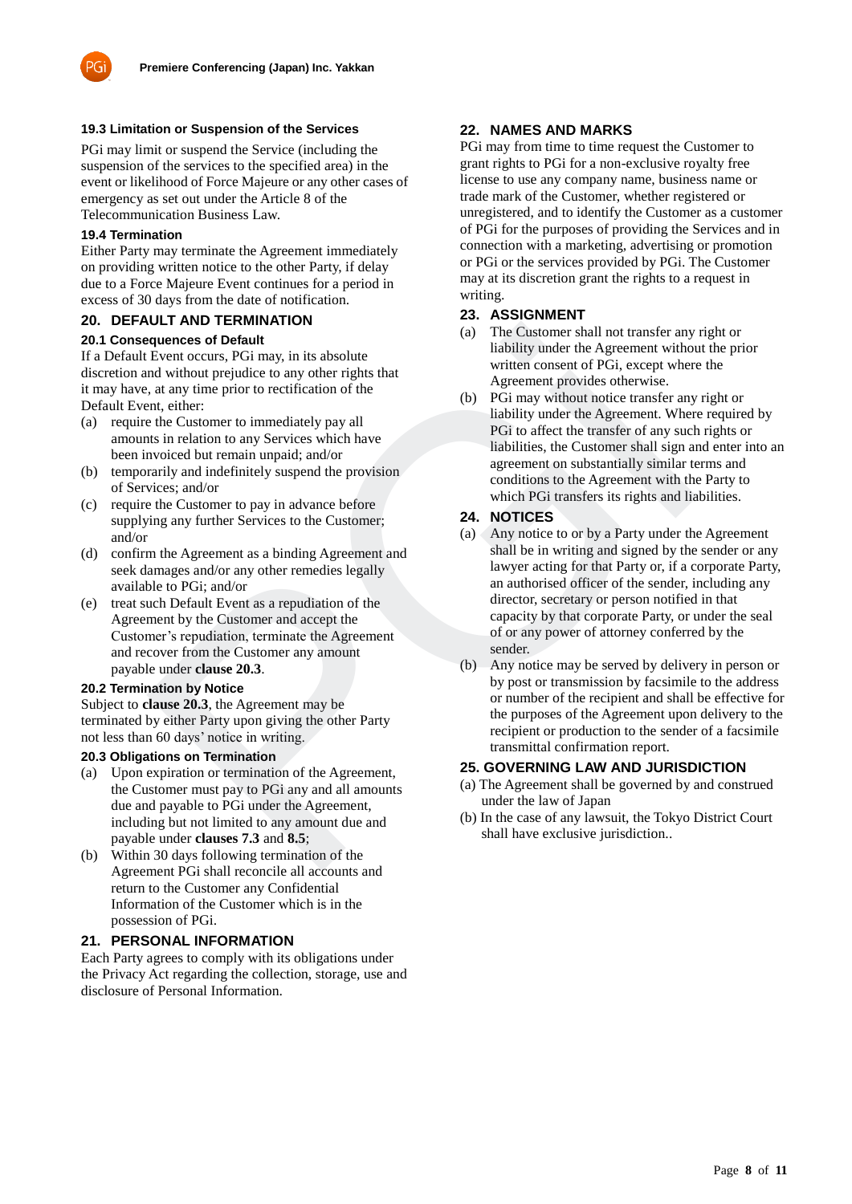### 19.3 Limitation or Suspension of the Services

PGi may limit or suspend the Service (including the suspension of the services to the specified area) in the event or likelihood of Force Majeure or any other cases of emergency as set out under the Article 8 of the Telecommunication Business Law.

### 19.4 Termination

Either Party may terminate the Agreement immediately on providing written notice to the other Party, if delay due to a Force Majeure Event continues for a period in excess of 30 days from the date of notification.

## 20. DEFAULT AND TERMINATION

### 20.1 Consequences of Default

If a Default Event occurs, PGi may, in its absolute discretion and without prejudice to any other rights that it may have, at any time prior to rectification of the Default Event, either:

(a) require the Customer to immediately pay all amounts in relation to any Services which have been invoiced but remain unpaid; and/or

(b) temporarily and indefinitely suspend the provision of Services; and/or

(c) require the Customer to pay in advance before supplying any further Services to the Customer; and/or

(d) confirm the Agreement as a binding Agreement and seek damages and/or any other remedies legally available to PGi; and/or

(e) treat such Default Event as a repudiation of the Agreement by the Customer and accept the Customer's repudiation, terminate the Agreement and recover from the Customer any amount payable under **clause 20.3**.

### 20.2 Termination by Notice

Subject to **clause 20.3**, the Agreement may be terminated by either Party upon giving the other Party not less than 60 days' notice in writing.

### 20.3 Obligations on Termination

(a) Upon expiration or termination of the Agreement, the Customer must pay to PGi any and all amounts due and payable to PGi under the Agreement, including but not limited to any amount due and payable under **clauses 7.3** and **8.5**;

(b) Within 30 days following termination of the Agreement PGi shall reconcile all accounts and return to the Customer any Confidential Information of the Customer which is in the possession of PGi.

## 21. PERSONAL INFORMATION

Each Party agrees to comply with its obligations under the Privacy Act regarding the collection, storage, use and disclosure of Personal Information.

## 22. NAMES AND MARKS

PGi may from time to time request the Customer to grant rights to PGi for a non-exclusive royalty free license to use any company name, business name or trade mark of the Customer, whether registered or unregistered, and to identify the Customer as a customer of PGi for the purposes of providing the Services and in connection with a marketing, advertising or promotion or PGi or the services provided by PGi. The Customer may at its discretion grant the rights to a request in writing.

## 23. ASSIGNMENT

(a) The Customer shall not transfer any right or liability under the Agreement without the prior written consent of PGi, except where the Agreement provides otherwise.

(b) PGi may without notice transfer any right or liability under the Agreement. Where required by PGi to affect the transfer of any such rights or liabilities, the Customer shall sign and enter into an agreement on substantially similar terms and conditions to the Agreement with the Party to which PGi transfers its rights and liabilities.

## 24. NOTICES

(a) Any notice to or by a Party under the Agreement shall be in writing and signed by the sender or any lawyer acting for that Party or, if a corporate Party, an authorised officer of the sender, including any director, secretary or person notified in that capacity by that corporate Party, or under the seal of or any power of attorney conferred by the sender.

(b) Any notice may be served by delivery in person or by post or transmission by facsimile to the address or number of the recipient and shall be effective for the purposes of the Agreement upon delivery to the recipient or production to the sender of a facsimile transmittal confirmation report.

## 25. GOVERNING LAW AND JURISDICTION

(a) The Agreement shall be governed by and construed under the law of Japan

(b) In the case of any lawsuit, the Tokyo District Court shall have exclusive jurisdiction..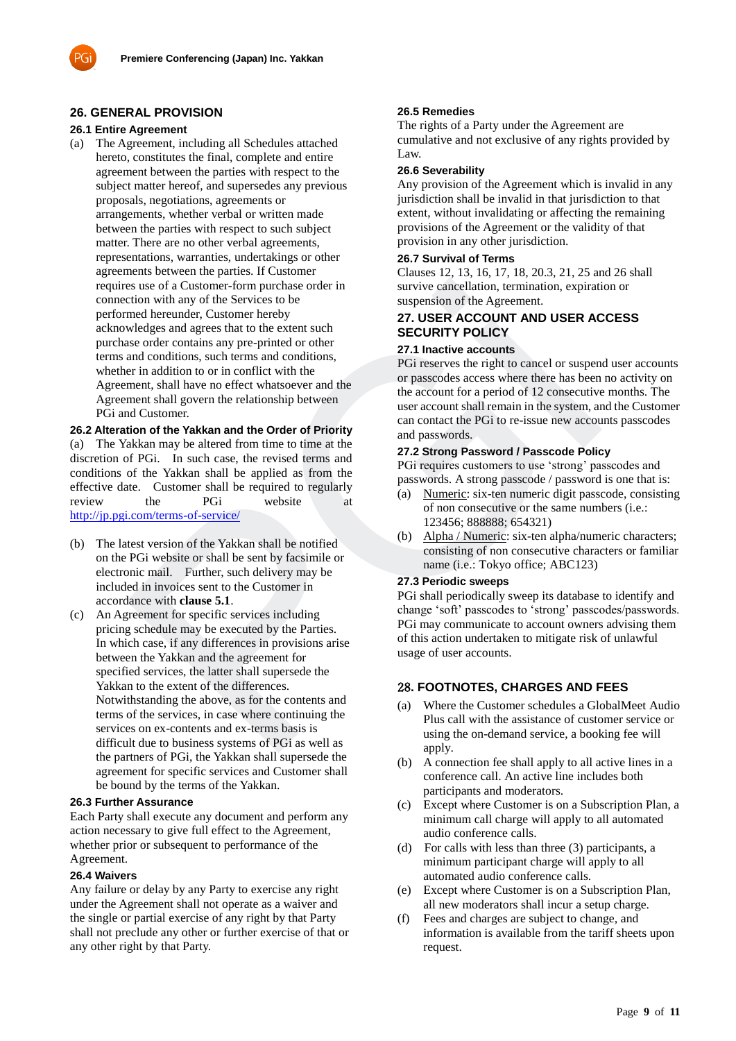## 26. GENERAL PROVISION

### 26.1 Entire Agreement

(a) The Agreement, including all Schedules attached hereto, constitutes the final, complete and entire agreement between the parties with respect to the subject matter hereof, and supersedes any previous proposals, negotiations, agreements or arrangements, whether verbal or written made between the parties with respect to such subject matter. There are no other verbal agreements, representations, warranties, undertakings or other agreements between the parties. If Customer requires use of a Customer-form purchase order in connection with any of the Services to be performed hereunder, Customer hereby acknowledges and agrees that to the extent such purchase order contains any pre-printed or other terms and conditions, such terms and conditions, whether in addition to or in conflict with the Agreement, shall have no effect whatsoever and the Agreement shall govern the relationship between PGi and Customer.

### 26.2 Alteration of the Yakkan and the Order of Priority

(a) The Yakkan may be altered from time to time at the discretion of PGi. In such case, the revised terms and conditions of the Yakkan shall be applied as from the effective date. Customer shall be required to regularly review the PGi website at http://jp.pgi.com/terms-of-service/

(b) The latest version of the Yakkan shall be notified on the PGi website or shall be sent by facsimile or electronic mail. Further, such delivery may be included in invoices sent to the Customer in accordance with **clause 5.1**.

(c) An Agreement for specific services including pricing schedule may be executed by the Parties. In which case, if any differences in provisions arise between the Yakkan and the agreement for specified services, the latter shall supersede the Yakkan to the extent of the differences. Notwithstanding the above, as for the contents and terms of the services, in case where continuing the services on ex-contents and ex-terms basis is difficult due to business systems of PGi as well as the partners of PGi, the Yakkan shall supersede the agreement for specific services and Customer shall be bound by the terms of the Yakkan.

### 26.3 Further Assurance

Each Party shall execute any document and perform any action necessary to give full effect to the Agreement, whether prior or subsequent to performance of the Agreement.

### 26.4 Waivers

Any failure or delay by any Party to exercise any right under the Agreement shall not operate as a waiver and the single or partial exercise of any right by that Party shall not preclude any other or further exercise of that or any other right by that Party.

### 26.5 Remedies

The rights of a Party under the Agreement are cumulative and not exclusive of any rights provided by Law.

### 26.6 Severability

Any provision of the Agreement which is invalid in any jurisdiction shall be invalid in that jurisdiction to that extent, without invalidating or affecting the remaining provisions of the Agreement or the validity of that provision in any other jurisdiction.

### 26.7 Survival of Terms

Clauses 12, 13, 16, 17, 18, 20.3, 21, 25 and 26 shall survive cancellation, termination, expiration or suspension of the Agreement.

## 27. USER ACCOUNT AND USER ACCESS SECURITY POLICY

### 27.1 Inactive accounts

PGi reserves the right to cancel or suspend user accounts or passcodes access where there has been no activity on the account for a period of 12 consecutive months. The user account shall remain in the system, and the Customer can contact the PGi to re-issue new accounts passcodes and passwords.

### 27.2 Strong Password / Passcode Policy

PGi requires customers to use 'strong' passcodes and passwords. A strong passcode / password is one that is:

(a) Numeric: six-ten numeric digit passcode, consisting of non consecutive or the same numbers (i.e.: 123456; 888888; 654321)

(b) Alpha / Numeric: six-ten alpha/numeric characters; consisting of non consecutive characters or familiar name (i.e.: Tokyo office; ABC123)

### 27.3 Periodic sweeps

PGi shall periodically sweep its database to identify and change 'soft' passcodes to 'strong' passcodes/passwords. PGi may communicate to account owners advising them of this action undertaken to mitigate risk of unlawful usage of user accounts.

## 28. FOOTNOTES, CHARGES AND FEES

(a) Where the Customer schedules a GlobalMeet Audio Plus call with the assistance of customer service or using the on-demand service, a booking fee will apply.

(b) A connection fee shall apply to all active lines in a conference call. An active line includes both participants and moderators.

(c) Except where Customer is on a Subscription Plan, a minimum call charge will apply to all automated audio conference calls.

(d) For calls with less than three (3) participants, a minimum participant charge will apply to all automated audio conference calls.

(e) Except where Customer is on a Subscription Plan, all new moderators shall incur a setup charge.

(f) Fees and charges are subject to change, and information is available from the tariff sheets upon request.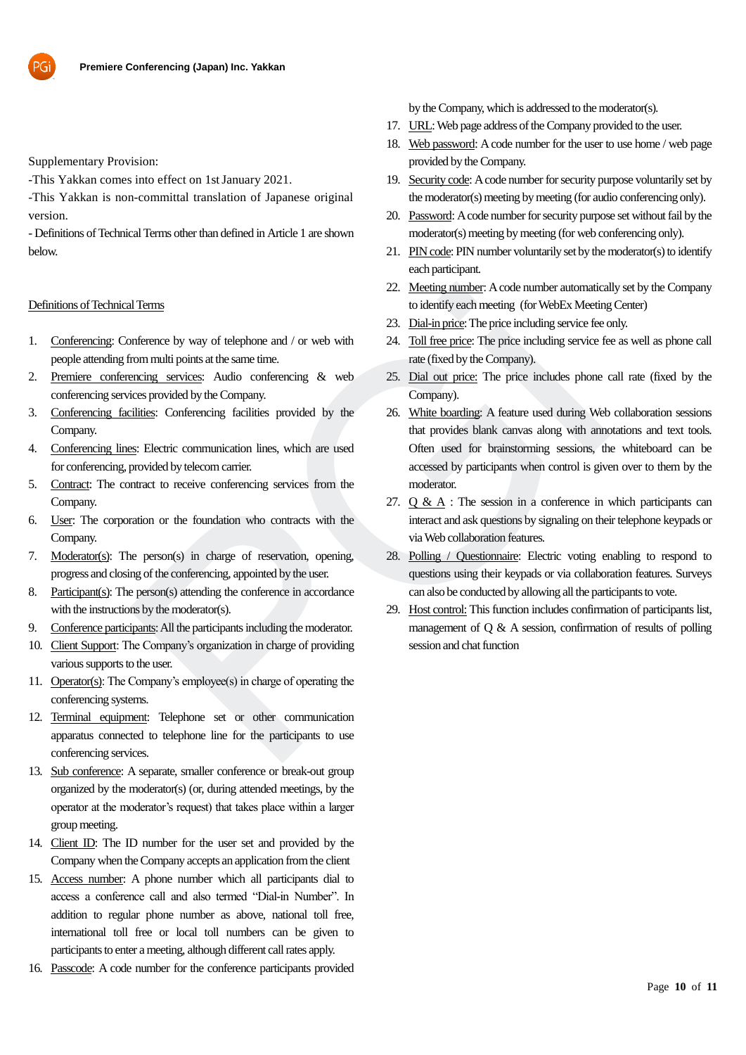Supplementary Provision:

-This Yakkan comes into effect on 1st January 2021.

-This Yakkan is non-committal translation of Japanese original version.

- Definitions of Technical Terms other than defined in Article 1 are shown below.

## Definitions of Technical Terms

1. Conferencing: Conference by way of telephone and / or web with people attending from multi points at the same time.
2. Premiere conferencing services: Audio conferencing & web conferencing services provided by the Company.
3. Conferencing facilities: Conferencing facilities provided by the Company.
4. Conferencing lines: Electric communication lines, which are used for conferencing, provided by telecom carrier.
5. Contract: The contract to receive conferencing services from the Company.
6. User: The corporation or the foundation who contracts with the Company.
7. Moderator(s): The person(s) in charge of reservation, opening, progress and closing of the conferencing, appointed by the user.
8. Participant(s): The person(s) attending the conference in accordance with the instructions by the moderator(s).
9. Conference participants: All the participants including the moderator.
10. Client Support: The Company's organization in charge of providing various supports to the user.
11. Operator(s): The Company's employee(s) in charge of operating the conferencing systems.
12. Terminal equipment: Telephone set or other communication apparatus connected to telephone line for the participants to use conferencing services.
13. Sub conference: A separate, smaller conference or break-out group organized by the moderator(s) (or, during attended meetings, by the operator at the moderator's request) that takes place within a larger group meeting.
14. Client ID: The ID number for the user set and provided by the Company when the Company accepts an application from the client
15. Access number: A phone number which all participants dial to access a conference call and also termed "Dial-in Number". In addition to regular phone number as above, national toll free, international toll free or local toll numbers can be given to participants to enter a meeting, although different call rates apply.
16. Passcode: A code number for the conference participants provided by the Company, which is addressed to the moderator(s).
17. URL: Web page address of the Company provided to the user.
18. Web password: A code number for the user to use home / web page provided by the Company.
19. Security code: A code number for security purpose voluntarily set by the moderator(s) meeting by meeting (for audio conferencing only).
20. Password: A code number for security purpose set without fail by the moderator(s) meeting by meeting (for web conferencing only).
21. PIN code: PIN number voluntarily set by the moderator(s) to identify each participant.
22. Meeting number: A code number automatically set by the Company to identify each meeting (for WebEx Meeting Center)
23. Dial-in price: The price including service fee only.
24. Toll free price: The price including service fee as well as phone call rate (fixed by the Company).
25. Dial out price: The price includes phone call rate (fixed by the Company).
26. White boarding: A feature used during Web collaboration sessions that provides blank canvas along with annotations and text tools. Often used for brainstorming sessions, the whiteboard can be accessed by participants when control is given over to them by the moderator.
27. Q & A : The session in a conference in which participants can interact and ask questions by signaling on their telephone keypads or via Web collaboration features.
28. Polling / Questionnaire: Electric voting enabling to respond to questions using their keypads or via collaboration features. Surveys can also be conducted by allowing all the participants to vote.
29. Host control: This function includes confirmation of participants list, management of Q & A session, confirmation of results of polling session and chat function